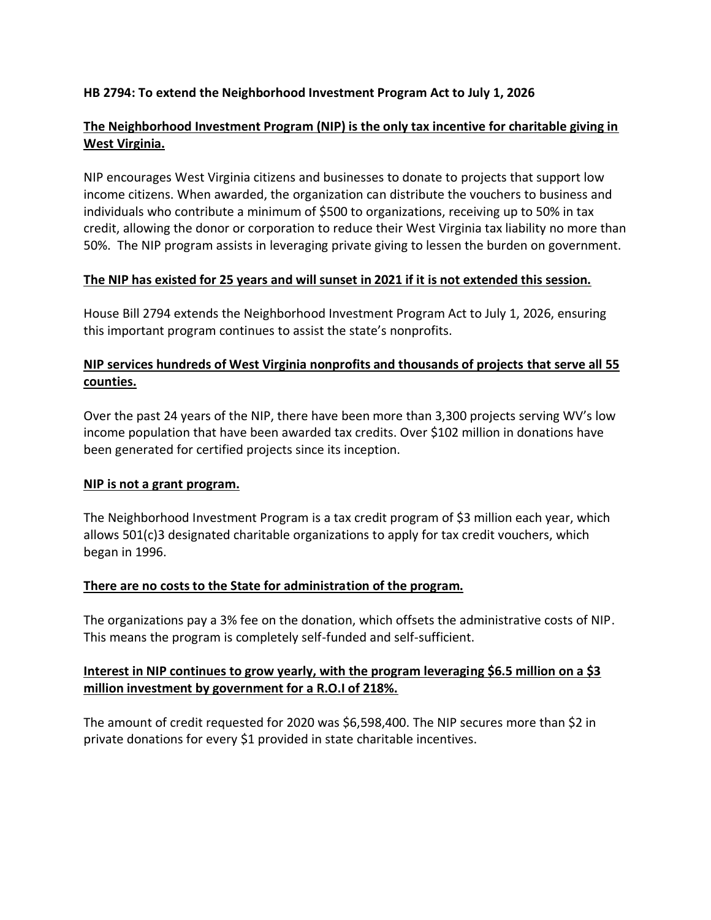**HB 2794: To extend the Neighborhood Investment Program Act to July 1, 2026**

<u>**The Neighborhood Investment Program (NIP) is the only tax incentive for charitable giving in West Virginia.**</u>

NIP encourages West Virginia citizens and businesses to donate to projects that support low income citizens. When awarded, the organization can distribute the vouchers to business and individuals who contribute a minimum of $500 to organizations, receiving up to 50% in tax credit, allowing the donor or corporation to reduce their West Virginia tax liability no more than 50%. The NIP program assists in leveraging private giving to lessen the burden on government.

<u>**The NIP has existed for 25 years and will sunset in 2021 if it is not extended this session.**</u>

House Bill 2794 extends the Neighborhood Investment Program Act to July 1, 2026, ensuring this important program continues to assist the state's nonprofits.

<u>**NIP services hundreds of West Virginia nonprofits and thousands of projects that serve all 55 counties.**</u>

Over the past 24 years of the NIP, there have been more than 3,300 projects serving WV's low income population that have been awarded tax credits. Over $102 million in donations have been generated for certified projects since its inception.

<u>**NIP is not a grant program.**</u>

The Neighborhood Investment Program is a tax credit program of $3 million each year, which allows 501(c)3 designated charitable organizations to apply for tax credit vouchers, which began in 1996.

<u>**There are no costs to the State for administration of the program.**</u>

The organizations pay a 3% fee on the donation, which offsets the administrative costs of NIP. This means the program is completely self-funded and self-sufficient.

<u>**Interest in NIP continues to grow yearly, with the program leveraging $6.5 million on a $3 million investment by government for a R.O.I of 218%.**</u>

The amount of credit requested for 2020 was $6,598,400. The NIP secures more than $2 in private donations for every $1 provided in state charitable incentives.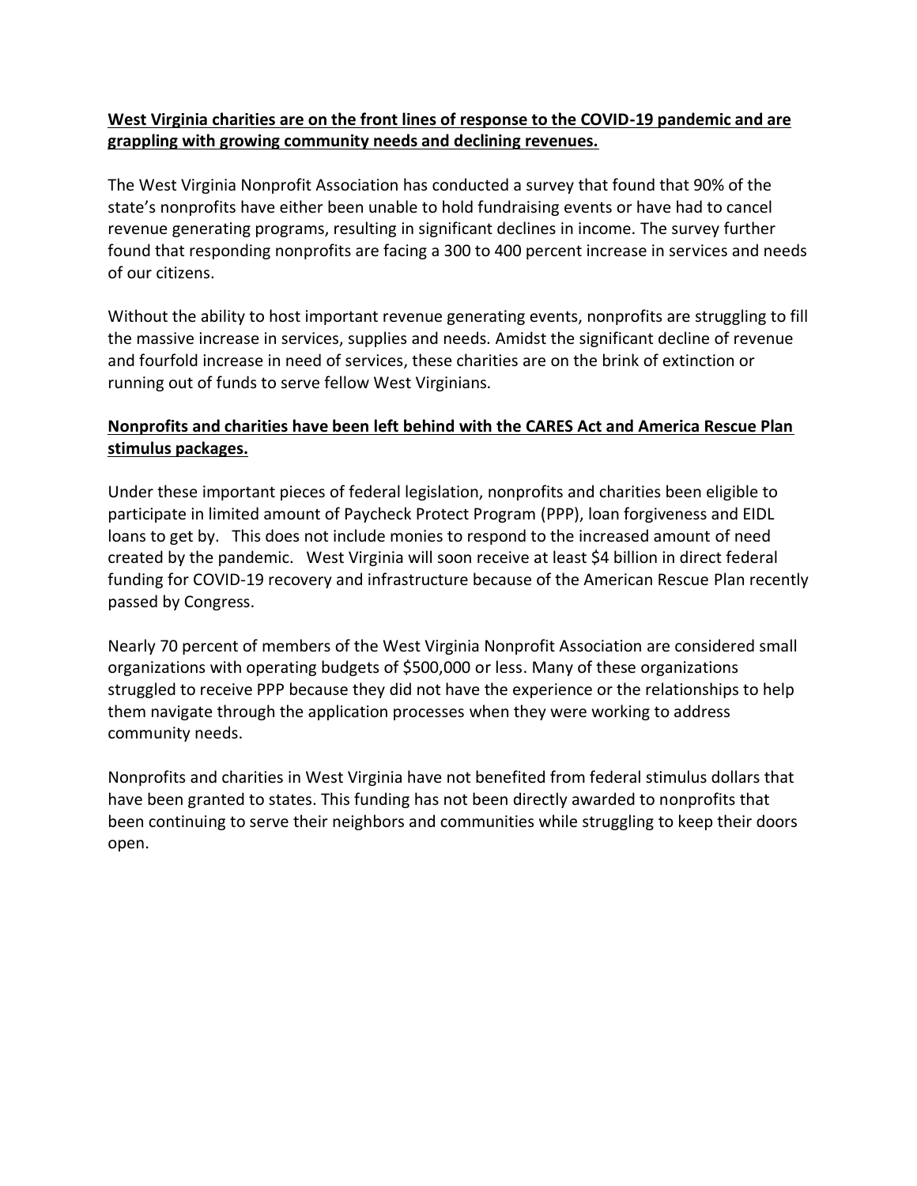**West Virginia charities are on the front lines of response to the COVID-19 pandemic and are grappling with growing community needs and declining revenues.**

The West Virginia Nonprofit Association has conducted a survey that found that 90% of the state's nonprofits have either been unable to hold fundraising events or have had to cancel revenue generating programs, resulting in significant declines in income. The survey further found that responding nonprofits are facing a 300 to 400 percent increase in services and needs of our citizens.

Without the ability to host important revenue generating events, nonprofits are struggling to fill the massive increase in services, supplies and needs. Amidst the significant decline of revenue and fourfold increase in need of services, these charities are on the brink of extinction or running out of funds to serve fellow West Virginians.

**Nonprofits and charities have been left behind with the CARES Act and America Rescue Plan stimulus packages.**

Under these important pieces of federal legislation, nonprofits and charities been eligible to participate in limited amount of Paycheck Protect Program (PPP), loan forgiveness and EIDL loans to get by. This does not include monies to respond to the increased amount of need created by the pandemic. West Virginia will soon receive at least $4 billion in direct federal funding for COVID-19 recovery and infrastructure because of the American Rescue Plan recently passed by Congress.

Nearly 70 percent of members of the West Virginia Nonprofit Association are considered small organizations with operating budgets of $500,000 or less. Many of these organizations struggled to receive PPP because they did not have the experience or the relationships to help them navigate through the application processes when they were working to address community needs.

Nonprofits and charities in West Virginia have not benefited from federal stimulus dollars that have been granted to states. This funding has not been directly awarded to nonprofits that been continuing to serve their neighbors and communities while struggling to keep their doors open.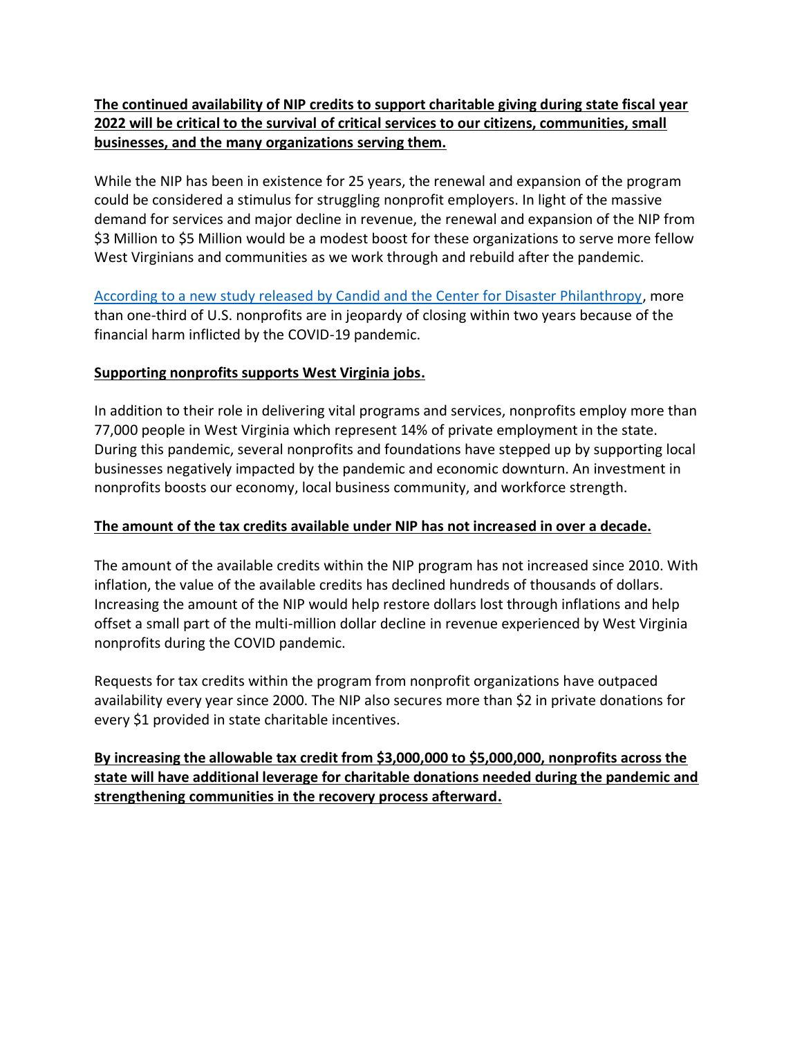**The continued availability of NIP credits to support charitable giving during state fiscal year 2022 will be critical to the survival of critical services to our citizens, communities, small businesses, and the many organizations serving them.**

While the NIP has been in existence for 25 years, the renewal and expansion of the program could be considered a stimulus for struggling nonprofit employers. In light of the massive demand for services and major decline in revenue, the renewal and expansion of the NIP from $3 Million to $5 Million would be a modest boost for these organizations to serve more fellow West Virginians and communities as we work through and rebuild after the pandemic.

According to a new study released by Candid and the Center for Disaster Philanthropy, more than one-third of U.S. nonprofits are in jeopardy of closing within two years because of the financial harm inflicted by the COVID-19 pandemic.

**Supporting nonprofits supports West Virginia jobs.**

In addition to their role in delivering vital programs and services, nonprofits employ more than 77,000 people in West Virginia which represent 14% of private employment in the state. During this pandemic, several nonprofits and foundations have stepped up by supporting local businesses negatively impacted by the pandemic and economic downturn. An investment in nonprofits boosts our economy, local business community, and workforce strength.

**The amount of the tax credits available under NIP has not increased in over a decade.**

The amount of the available credits within the NIP program has not increased since 2010. With inflation, the value of the available credits has declined hundreds of thousands of dollars. Increasing the amount of the NIP would help restore dollars lost through inflations and help offset a small part of the multi-million dollar decline in revenue experienced by West Virginia nonprofits during the COVID pandemic.

Requests for tax credits within the program from nonprofit organizations have outpaced availability every year since 2000. The NIP also secures more than $2 in private donations for every $1 provided in state charitable incentives.

**By increasing the allowable tax credit from $3,000,000 to $5,000,000, nonprofits across the state will have additional leverage for charitable donations needed during the pandemic and strengthening communities in the recovery process afterward.**